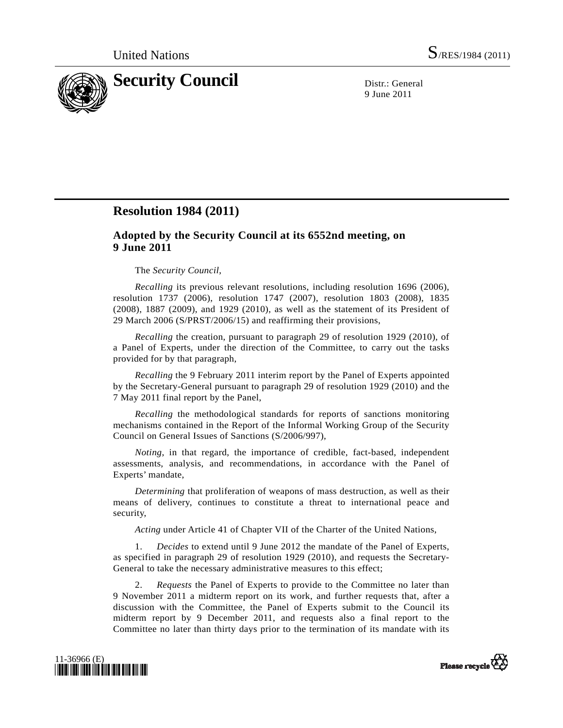United Nations S/RES/1984 (2011)

# Security Council

Distr.: General
9 June 2011

## Resolution 1984 (2011)

### Adopted by the Security Council at its 6552nd meeting, on 9 June 2011

The *Security Council*,

*Recalling* its previous relevant resolutions, including resolution 1696 (2006), resolution 1737 (2006), resolution 1747 (2007), resolution 1803 (2008), 1835 (2008), 1887 (2009), and 1929 (2010), as well as the statement of its President of 29 March 2006 (S/PRST/2006/15) and reaffirming their provisions,

*Recalling* the creation, pursuant to paragraph 29 of resolution 1929 (2010), of a Panel of Experts, under the direction of the Committee, to carry out the tasks provided for by that paragraph,

*Recalling* the 9 February 2011 interim report by the Panel of Experts appointed by the Secretary-General pursuant to paragraph 29 of resolution 1929 (2010) and the 7 May 2011 final report by the Panel,

*Recalling* the methodological standards for reports of sanctions monitoring mechanisms contained in the Report of the Informal Working Group of the Security Council on General Issues of Sanctions (S/2006/997),

*Noting*, in that regard, the importance of credible, fact-based, independent assessments, analysis, and recommendations, in accordance with the Panel of Experts' mandate,

*Determining* that proliferation of weapons of mass destruction, as well as their means of delivery, continues to constitute a threat to international peace and security,

*Acting* under Article 41 of Chapter VII of the Charter of the United Nations,

1. *Decides* to extend until 9 June 2012 the mandate of the Panel of Experts, as specified in paragraph 29 of resolution 1929 (2010), and requests the Secretary-General to take the necessary administrative measures to this effect;

2. *Requests* the Panel of Experts to provide to the Committee no later than 9 November 2011 a midterm report on its work, and further requests that, after a discussion with the Committee, the Panel of Experts submit to the Council its midterm report by 9 December 2011, and requests also a final report to the Committee no later than thirty days prior to the termination of its mandate with its

11-36966 (E)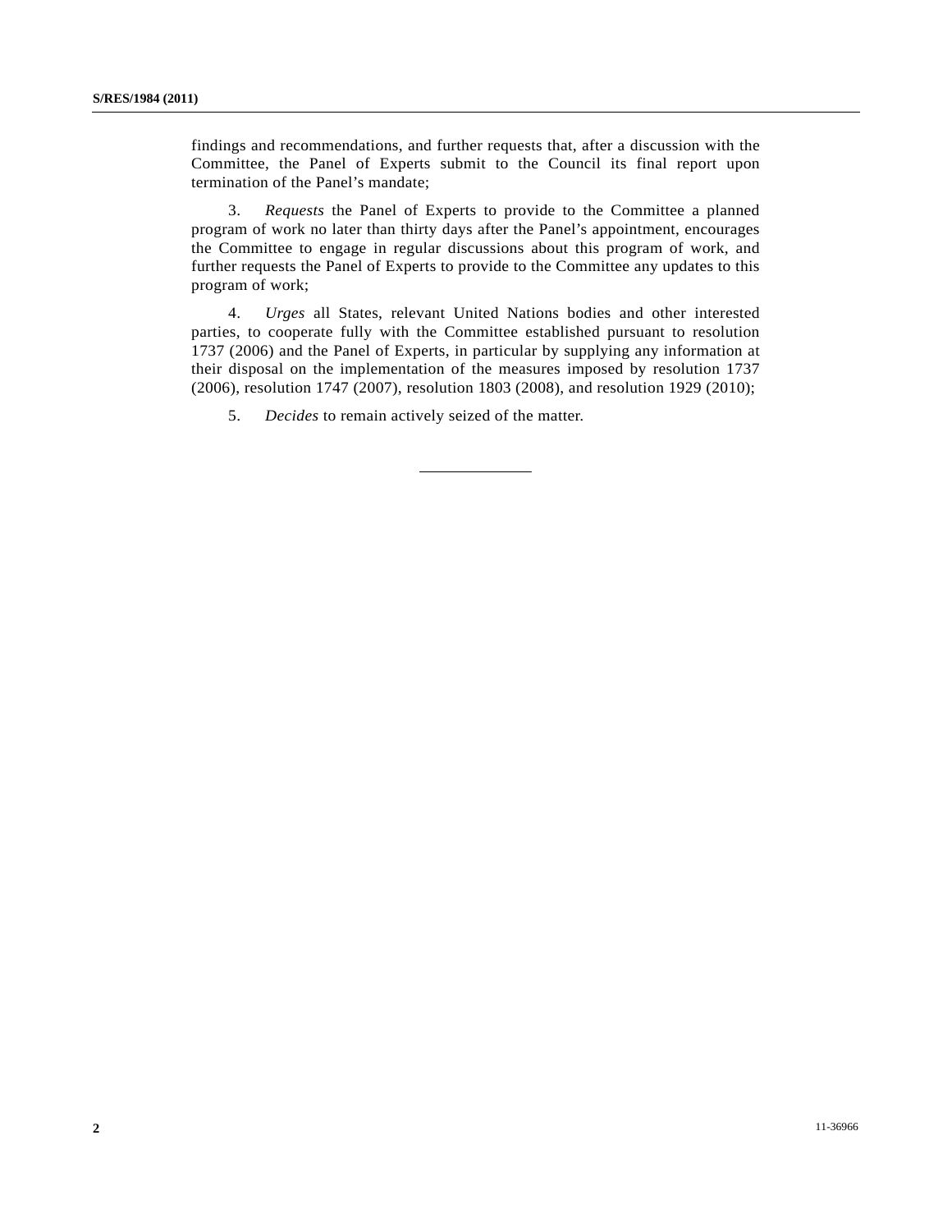findings and recommendations, and further requests that, after a discussion with the Committee, the Panel of Experts submit to the Council its final report upon termination of the Panel's mandate;

3. *Requests* the Panel of Experts to provide to the Committee a planned program of work no later than thirty days after the Panel's appointment, encourages the Committee to engage in regular discussions about this program of work, and further requests the Panel of Experts to provide to the Committee any updates to this program of work;

4. *Urges* all States, relevant United Nations bodies and other interested parties, to cooperate fully with the Committee established pursuant to resolution 1737 (2006) and the Panel of Experts, in particular by supplying any information at their disposal on the implementation of the measures imposed by resolution 1737 (2006), resolution 1747 (2007), resolution 1803 (2008), and resolution 1929 (2010);

5. *Decides* to remain actively seized of the matter.